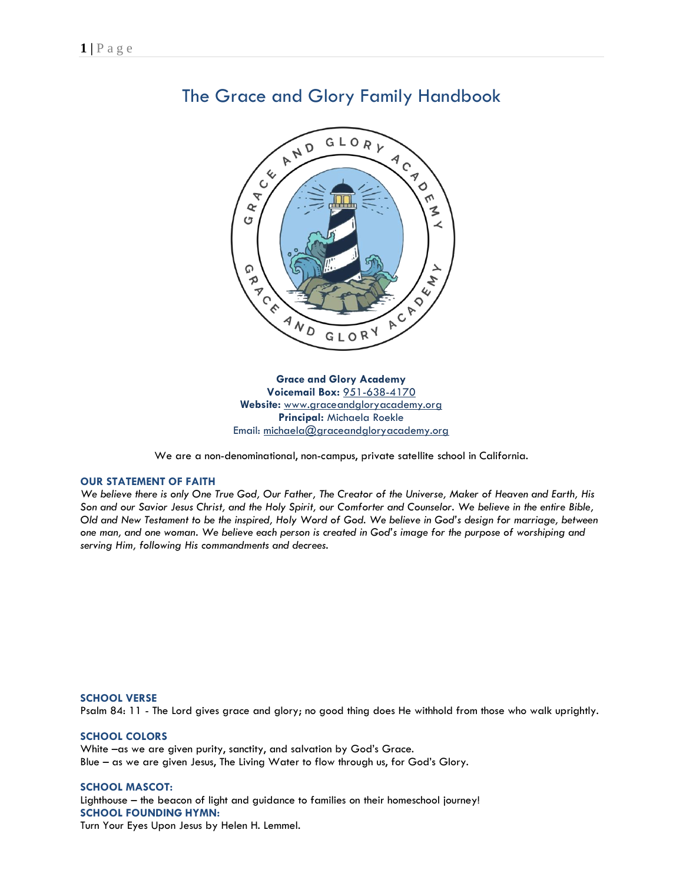# The Grace and Glory Family Handbook

**Grace and Glory Academy**
**Voicemail Box:** 951-638-4170
**Website:** www.graceandgloryacademy.org
**Principal:** Michaela Roekle
Email: michaela@graceandgloryacademy.org

We are a non-denominational, non-campus, private satellite school in California.

### OUR STATEMENT OF FAITH

*We believe there is only One True God, Our Father, The Creator of the Universe, Maker of Heaven and Earth, His Son and our Savior Jesus Christ, and the Holy Spirit, our Comforter and Counselor. We believe in the entire Bible, Old and New Testament to be the inspired, Holy Word of God. We believe in God's design for marriage, between one man, and one woman. We believe each person is created in God's image for the purpose of worshiping and serving Him, following His commandments and decrees.*

### SCHOOL VERSE

Psalm 84: 11 - The Lord gives grace and glory; no good thing does He withhold from those who walk uprightly.

### SCHOOL COLORS

White –as we are given purity, sanctity, and salvation by God's Grace.
Blue – as we are given Jesus, The Living Water to flow through us, for God's Glory.

### SCHOOL MASCOT:

Lighthouse – the beacon of light and guidance to families on their homeschool journey!

### SCHOOL FOUNDING HYMN:

Turn Your Eyes Upon Jesus by Helen H. Lemmel.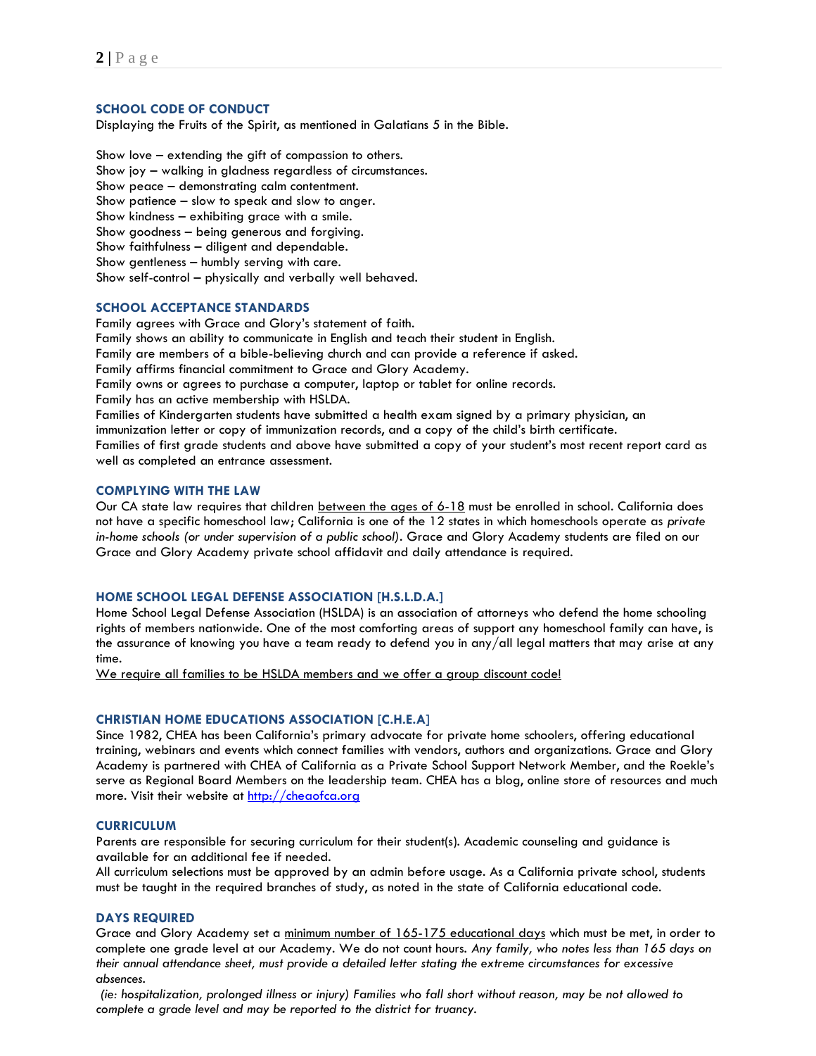## SCHOOL CODE OF CONDUCT

Displaying the Fruits of the Spirit, as mentioned in Galatians 5 in the Bible.

Show love – extending the gift of compassion to others.
Show joy – walking in gladness regardless of circumstances.
Show peace – demonstrating calm contentment.
Show patience – slow to speak and slow to anger.
Show kindness – exhibiting grace with a smile.
Show goodness – being generous and forgiving.
Show faithfulness – diligent and dependable.
Show gentleness – humbly serving with care.
Show self-control – physically and verbally well behaved.

## SCHOOL ACCEPTANCE STANDARDS

Family agrees with Grace and Glory's statement of faith.
Family shows an ability to communicate in English and teach their student in English.
Family are members of a bible-believing church and can provide a reference if asked.
Family affirms financial commitment to Grace and Glory Academy.
Family owns or agrees to purchase a computer, laptop or tablet for online records.
Family has an active membership with HSLDA.
Families of Kindergarten students have submitted a health exam signed by a primary physician, an immunization letter or copy of immunization records, and a copy of the child's birth certificate.
Families of first grade students and above have submitted a copy of your student's most recent report card as well as completed an entrance assessment.

## COMPLYING WITH THE LAW

Our CA state law requires that children <u>between the ages of 6-18</u> must be enrolled in school. California does not have a specific homeschool law; California is one of the 12 states in which homeschools operate as *private in-home schools (or under supervision of a public school)*. Grace and Glory Academy students are filed on our Grace and Glory Academy private school affidavit and daily attendance is required.

## HOME SCHOOL LEGAL DEFENSE ASSOCIATION [H.S.L.D.A.]

Home School Legal Defense Association (HSLDA) is an association of attorneys who defend the home schooling rights of members nationwide. One of the most comforting areas of support any homeschool family can have, is the assurance of knowing you have a team ready to defend you in any/all legal matters that may arise at any time.

<u>We require all families to be HSLDA members and we offer a group discount code!</u>

## CHRISTIAN HOME EDUCATIONS ASSOCIATION [C.H.E.A]

Since 1982, CHEA has been California's primary advocate for private home schoolers, offering educational training, webinars and events which connect families with vendors, authors and organizations. Grace and Glory Academy is partnered with CHEA of California as a Private School Support Network Member, and the Roekle's serve as Regional Board Members on the leadership team. CHEA has a blog, online store of resources and much more. Visit their website at [http://cheaofca.org](http://cheaofca.org)

## CURRICULUM

Parents are responsible for securing curriculum for their student(s). Academic counseling and guidance is available for an additional fee if needed.
All curriculum selections must be approved by an admin before usage. As a California private school, students must be taught in the required branches of study, as noted in the state of California educational code.

## DAYS REQUIRED

Grace and Glory Academy set a <u>minimum number of 165-175 educational days</u> which must be met, in order to complete one grade level at our Academy. We do not count hours. *Any family, who notes less than 165 days on their annual attendance sheet, must provide a detailed letter stating the extreme circumstances for excessive absences.*

*(ie: hospitalization, prolonged illness or injury) Families who fall short without reason, may be not allowed to complete a grade level and may be reported to the district for truancy.*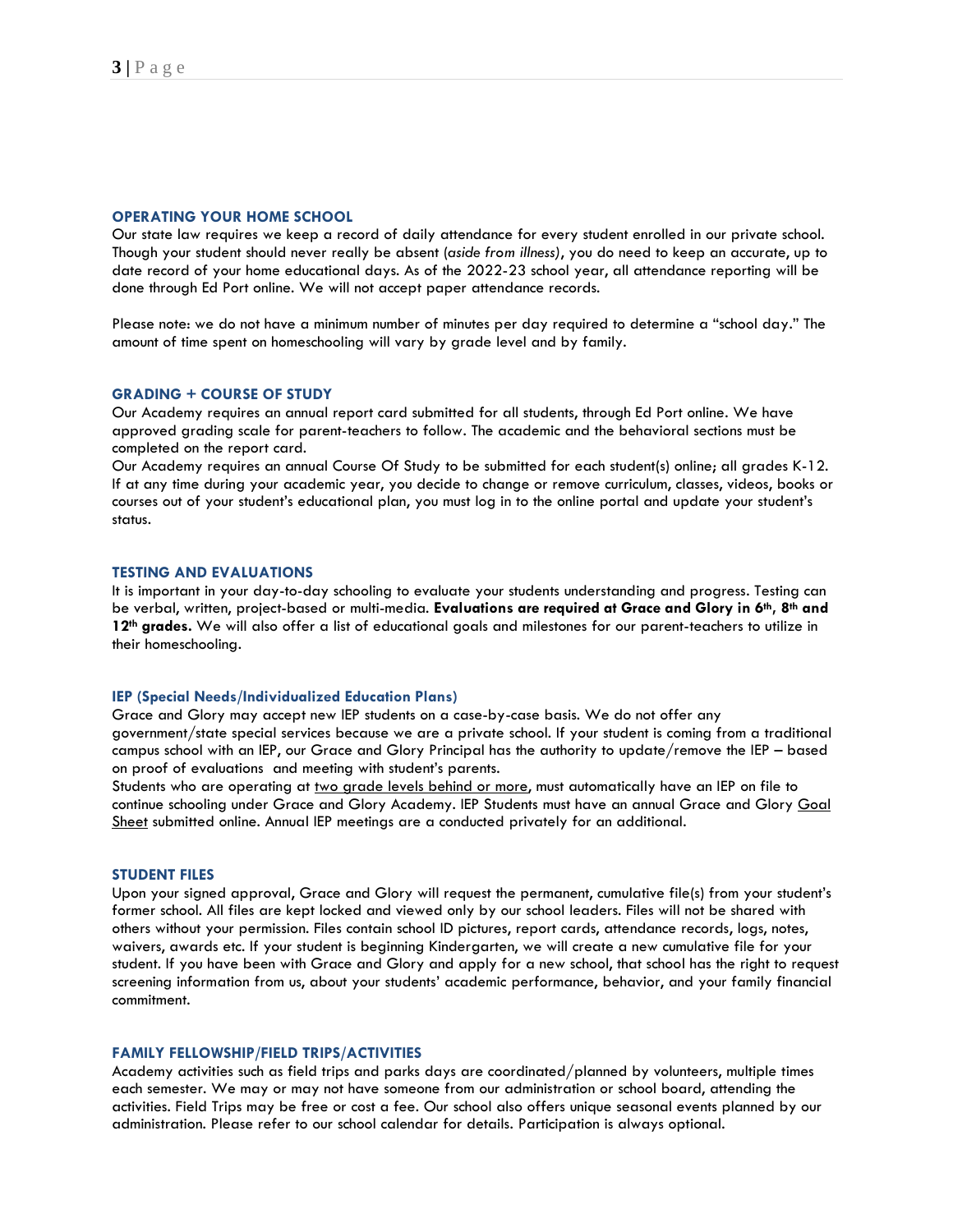## OPERATING YOUR HOME SCHOOL

Our state law requires we keep a record of daily attendance for every student enrolled in our private school. Though your student should never really be absent (*aside from illness*), you do need to keep an accurate, up to date record of your home educational days. As of the 2022-23 school year, all attendance reporting will be done through Ed Port online. We will not accept paper attendance records.

Please note: we do not have a minimum number of minutes per day required to determine a "school day." The amount of time spent on homeschooling will vary by grade level and by family.

## GRADING + COURSE OF STUDY

Our Academy requires an annual report card submitted for all students, through Ed Port online. We have approved grading scale for parent-teachers to follow. The academic and the behavioral sections must be completed on the report card.

Our Academy requires an annual Course Of Study to be submitted for each student(s) online; all grades K-12. If at any time during your academic year, you decide to change or remove curriculum, classes, videos, books or courses out of your student's educational plan, you must log in to the online portal and update your student's status.

## TESTING AND EVALUATIONS

It is important in your day-to-day schooling to evaluate your students understanding and progress. Testing can be verbal, written, project-based or multi-media. **Evaluations are required at Grace and Glory in 6th, 8th and 12th grades.** We will also offer a list of educational goals and milestones for our parent-teachers to utilize in their homeschooling.

## IEP (Special Needs/Individualized Education Plans)

Grace and Glory may accept new IEP students on a case-by-case basis. We do not offer any government/state special services because we are a private school. If your student is coming from a traditional campus school with an IEP, our Grace and Glory Principal has the authority to update/remove the IEP – based on proof of evaluations and meeting with student's parents.

Students who are operating at two grade levels behind or more, must automatically have an IEP on file to continue schooling under Grace and Glory Academy. IEP Students must have an annual Grace and Glory Goal Sheet submitted online. Annual IEP meetings are a conducted privately for an additional.

## STUDENT FILES

Upon your signed approval, Grace and Glory will request the permanent, cumulative file(s) from your student's former school. All files are kept locked and viewed only by our school leaders. Files will not be shared with others without your permission. Files contain school ID pictures, report cards, attendance records, logs, notes, waivers, awards etc. If your student is beginning Kindergarten, we will create a new cumulative file for your student. If you have been with Grace and Glory and apply for a new school, that school has the right to request screening information from us, about your students' academic performance, behavior, and your family financial commitment.

## FAMILY FELLOWSHIP/FIELD TRIPS/ACTIVITIES

Academy activities such as field trips and parks days are coordinated/planned by volunteers, multiple times each semester. We may or may not have someone from our administration or school board, attending the activities. Field Trips may be free or cost a fee. Our school also offers unique seasonal events planned by our administration. Please refer to our school calendar for details. Participation is always optional.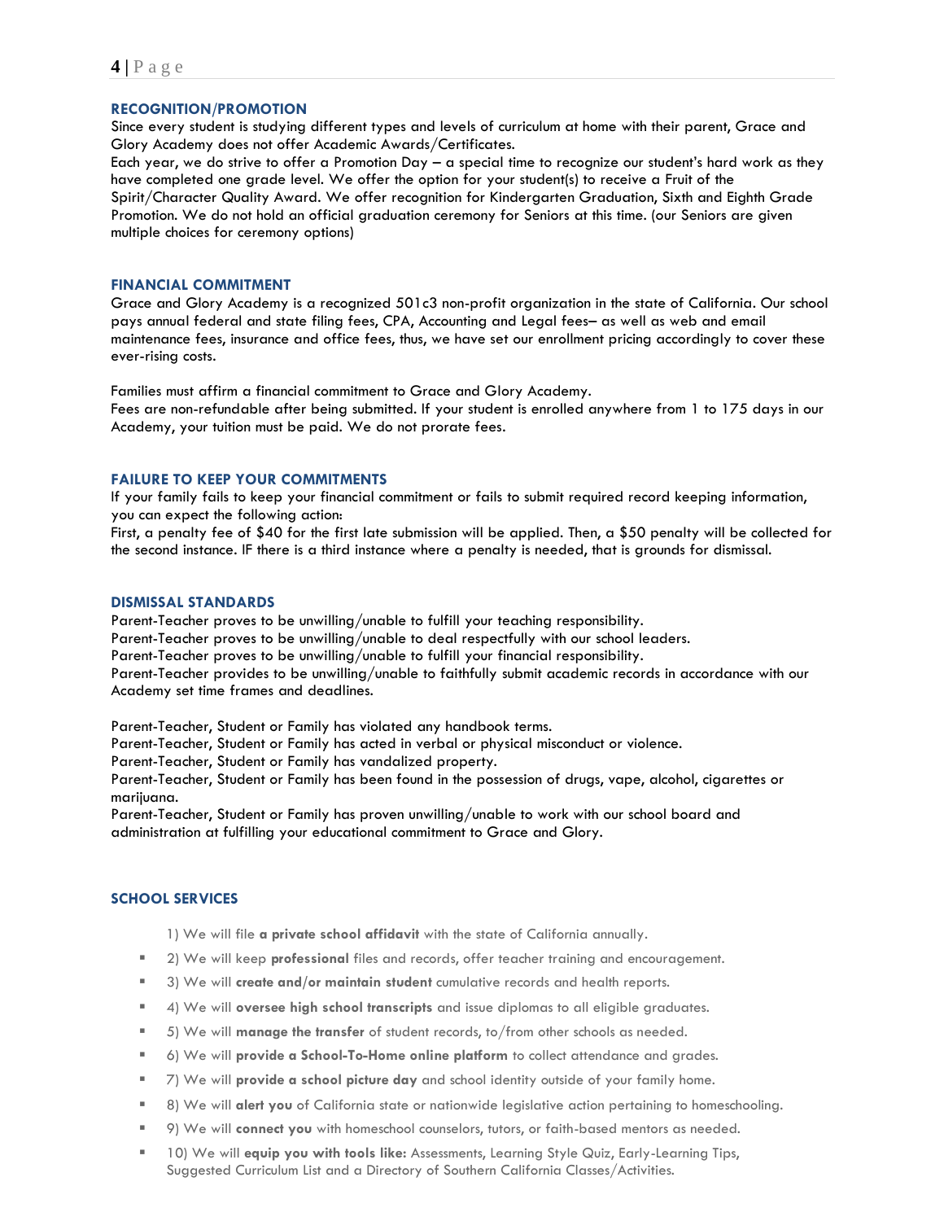## RECOGNITION/PROMOTION

Since every student is studying different types and levels of curriculum at home with their parent, Grace and Glory Academy does not offer Academic Awards/Certificates.

Each year, we do strive to offer a Promotion Day – a special time to recognize our student's hard work as they have completed one grade level. We offer the option for your student(s) to receive a Fruit of the Spirit/Character Quality Award. We offer recognition for Kindergarten Graduation, Sixth and Eighth Grade Promotion. We do not hold an official graduation ceremony for Seniors at this time. (our Seniors are given multiple choices for ceremony options)

## FINANCIAL COMMITMENT

Grace and Glory Academy is a recognized 501c3 non-profit organization in the state of California. Our school pays annual federal and state filing fees, CPA, Accounting and Legal fees– as well as web and email maintenance fees, insurance and office fees, thus, we have set our enrollment pricing accordingly to cover these ever-rising costs.

Families must affirm a financial commitment to Grace and Glory Academy.

Fees are non-refundable after being submitted. If your student is enrolled anywhere from 1 to 175 days in our Academy, your tuition must be paid. We do not prorate fees.

## FAILURE TO KEEP YOUR COMMITMENTS

If your family fails to keep your financial commitment or fails to submit required record keeping information, you can expect the following action:

First, a penalty fee of $40 for the first late submission will be applied. Then, a $50 penalty will be collected for the second instance. IF there is a third instance where a penalty is needed, that is grounds for dismissal.

## DISMISSAL STANDARDS

Parent-Teacher proves to be unwilling/unable to fulfill your teaching responsibility.
Parent-Teacher proves to be unwilling/unable to deal respectfully with our school leaders.
Parent-Teacher proves to be unwilling/unable to fulfill your financial responsibility.
Parent-Teacher provides to be unwilling/unable to faithfully submit academic records in accordance with our Academy set time frames and deadlines.

Parent-Teacher, Student or Family has violated any handbook terms.
Parent-Teacher, Student or Family has acted in verbal or physical misconduct or violence.
Parent-Teacher, Student or Family has vandalized property.
Parent-Teacher, Student or Family has been found in the possession of drugs, vape, alcohol, cigarettes or marijuana.
Parent-Teacher, Student or Family has proven unwilling/unable to work with our school board and administration at fulfilling your educational commitment to Grace and Glory.

## SCHOOL SERVICES

1) We will file **a private school affidavit** with the state of California annually.

- 2) We will keep **professional** files and records, offer teacher training and encouragement.
- 3) We will **create and/or maintain student** cumulative records and health reports.
- 4) We will **oversee high school transcripts** and issue diplomas to all eligible graduates.
- 5) We will **manage the transfer** of student records, to/from other schools as needed.
- 6) We will **provide a School-To-Home online platform** to collect attendance and grades.
- 7) We will **provide a school picture day** and school identity outside of your family home.
- 8) We will **alert you** of California state or nationwide legislative action pertaining to homeschooling.
- 9) We will **connect you** with homeschool counselors, tutors, or faith-based mentors as needed.
- 10) We will **equip you with tools like:** Assessments, Learning Style Quiz, Early-Learning Tips, Suggested Curriculum List and a Directory of Southern California Classes/Activities.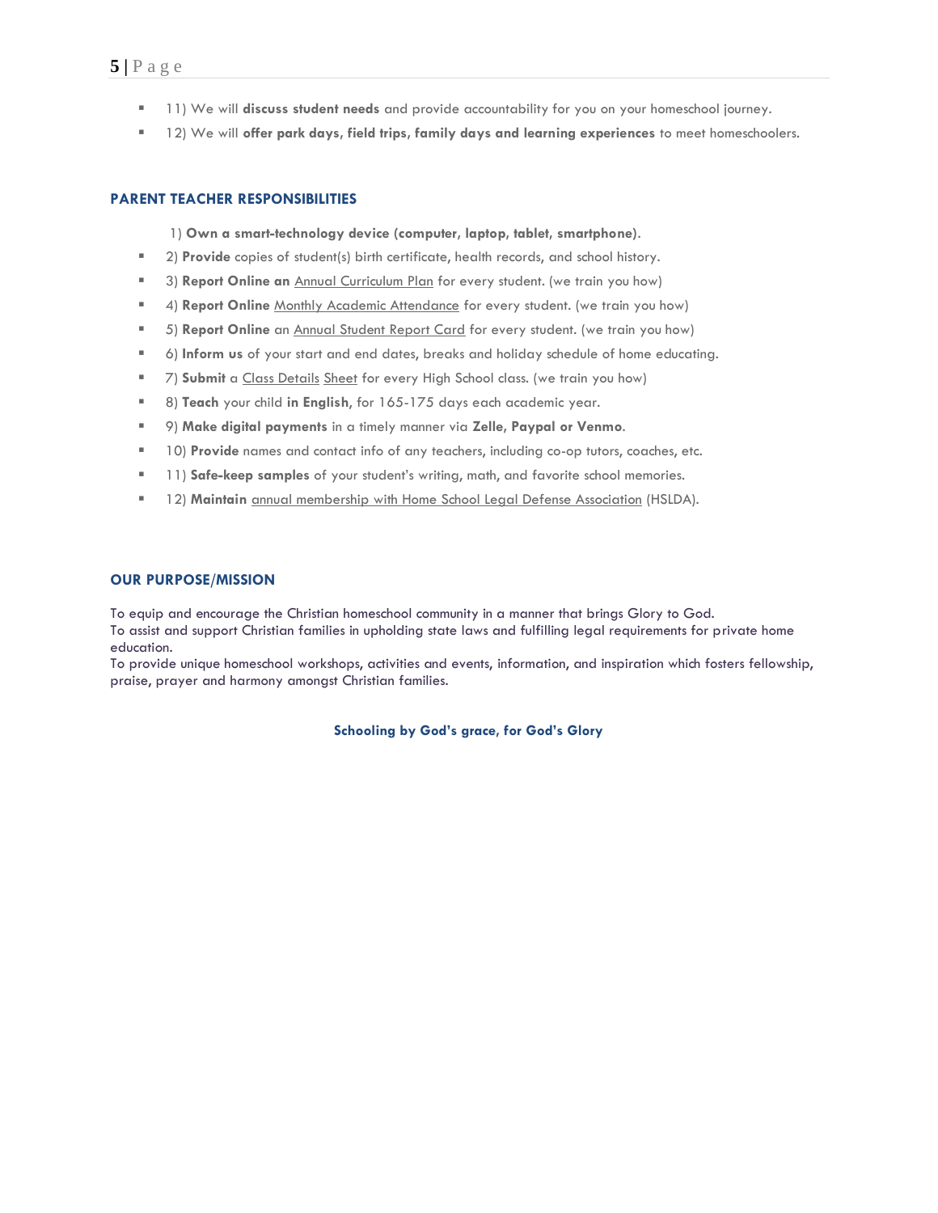- 11) We will **discuss student needs** and provide accountability for you on your homeschool journey.
- 12) We will **offer park days, field trips, family days and learning experiences** to meet homeschoolers.

### PARENT TEACHER RESPONSIBILITIES

1) **Own a smart-technology device (computer, laptop, tablet, smartphone)**.

- 2) **Provide** copies of student(s) birth certificate, health records, and school history.
- 3) **Report Online an** Annual Curriculum Plan for every student. (we train you how)
- 4) **Report Online** Monthly Academic Attendance for every student. (we train you how)
- 5) **Report Online** an Annual Student Report Card for every student. (we train you how)
- 6) **Inform us** of your start and end dates, breaks and holiday schedule of home educating.
- 7) **Submit** a Class Details Sheet for every High School class. (we train you how)
- 8) **Teach** your child **in English**, for 165-175 days each academic year.
- 9) **Make digital payments** in a timely manner via **Zelle, Paypal or Venmo**.
- 10) **Provide** names and contact info of any teachers, including co-op tutors, coaches, etc.
- 11) **Safe-keep samples** of your student's writing, math, and favorite school memories.
- 12) **Maintain** annual membership with Home School Legal Defense Association (HSLDA).

### OUR PURPOSE/MISSION

To equip and encourage the Christian homeschool community in a manner that brings Glory to God.
To assist and support Christian families in upholding state laws and fulfilling legal requirements for private home education.
To provide unique homeschool workshops, activities and events, information, and inspiration which fosters fellowship, praise, prayer and harmony amongst Christian families.

**Schooling by God's grace, for God's Glory**